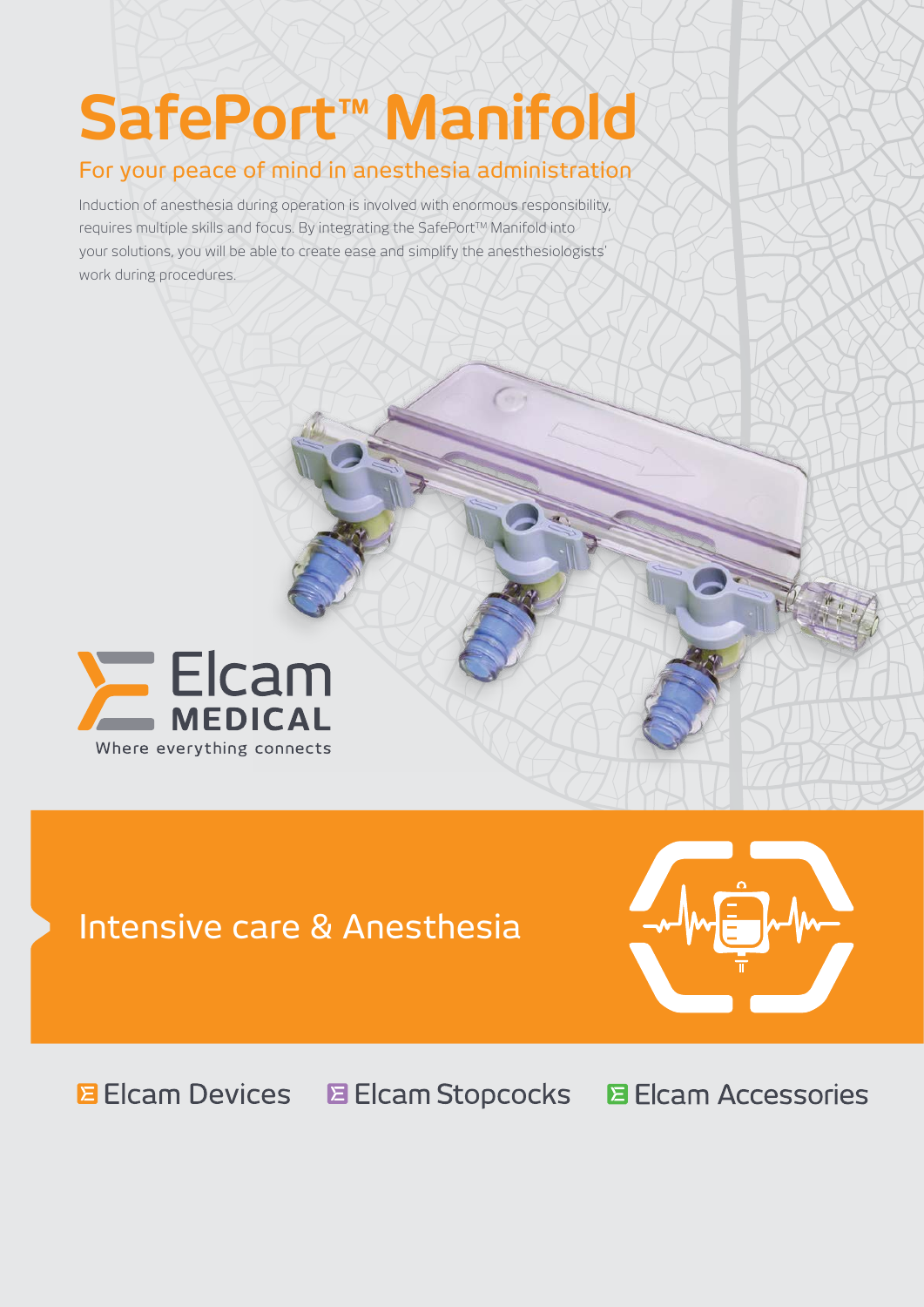# SafePort™ Manifold

## For your peace of mind in anesthesia administration

Induction of anesthesia during operation is involved with enormous responsibility, requires multiple skills and focus. By integrating the SafePort™ Manifold into your solutions, you will be able to create ease and simplify the anesthesiologists' work during procedures.

Elcam MEDICAL

Where everything connects

## Intensive care & Anesthesia

Elcam Devices Elcam Stopcocks Elcam Accessories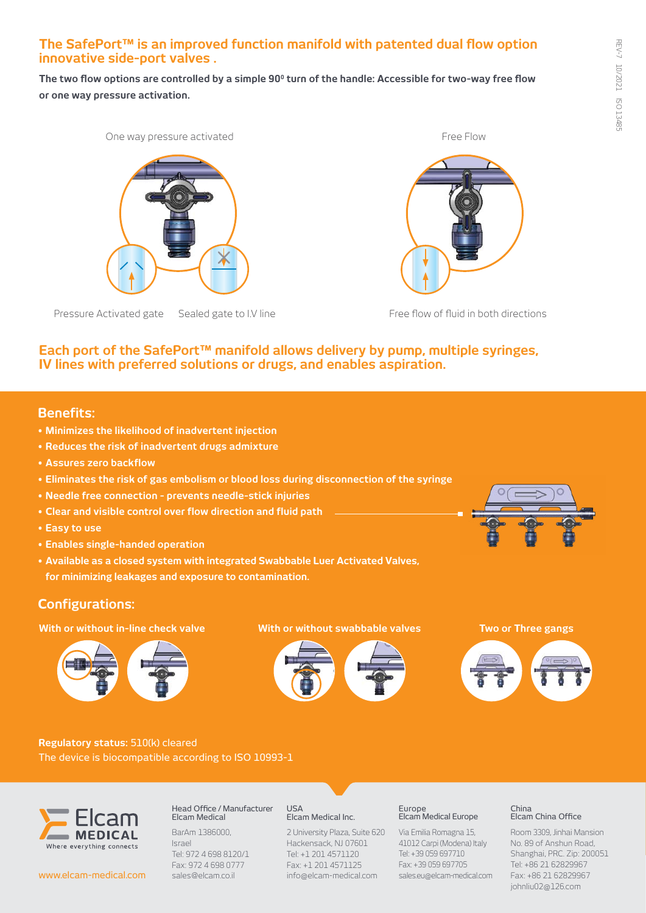## The SafePort™ is an improved function manifold with patented dual flow option innovative side-port valves .

**The two flow options are controlled by a simple 90⁰ turn of the handle: Accessible for two-way free flow or one way pressure activation.**

One way pressure activated

Free Flow

Pressure Activated gate

Sealed gate to I.V line

Free flow of fluid in both directions

## Each port of the SafePort™ manifold allows delivery by pump, multiple syringes, IV lines with preferred solutions or drugs, and enables aspiration.

### Benefits:

- **Minimizes the likelihood of inadvertent injection**
- **Reduces the risk of inadvertent drugs admixture**
- **Assures zero backflow**
- **Eliminates the risk of gas embolism or blood loss during disconnection of the syringe**
- **Needle free connection - prevents needle-stick injuries**
- **Clear and visible control over flow direction and fluid path**
- **Easy to use**
- **Enables single-handed operation**
- **Available as a closed system with integrated Swabbable Luer Activated Valves, for minimizing leakages and exposure to contamination.**

### Configurations:

**With or without in-line check valve**

**With or without swabbable valves**

**Two or Three gangs**

**Regulatory status:** 510(k) cleared

The device is biocompatible according to ISO 10993-1

Elcam MEDICAL
Where everything connects

www.elcam-medical.com

**Head Office / Manufacturer**
Elcam Medical
BarAm 1386000,
Israel
Tel: 972 4 698 8120/1
Fax: 972 4 698 0777
sales@elcam.co.il

**USA**
Elcam Medical Inc.
2 University Plaza, Suite 620
Hackensack, NJ 07601
Tel: +1 201 4571120
Fax: +1 201 4571125
info@elcam-medical.com

**Europe**
Elcam Medical Europe
Via Emilia Romagna 15,
41012 Carpi (Modena) Italy
Tel: +39 059 697710
Fax: +39 059 697705
sales.eu@elcam-medical.com

**China**
Elcam China Office
Room 3309, Jinhai Mansion
No. 89 of Anshun Road,
Shanghai, PRC. Zip: 200051
Tel: +86 21 62829967
Fax: +86 21 62829967
johnliu02@126.com

REV-7 10/2021 ISO 13485